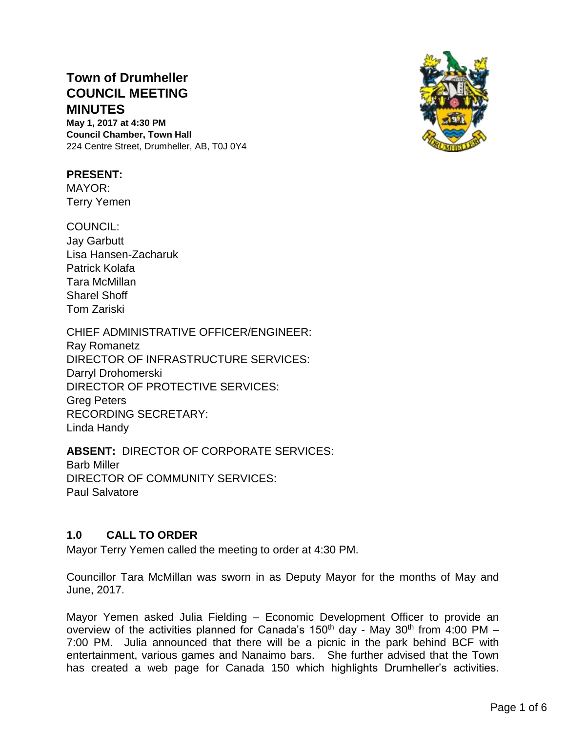# Town of Drumheller COUNCIL MEETING MINUTES

**May 1, 2017 at 4:30 PM**
**Council Chamber, Town Hall**
224 Centre Street, Drumheller, AB, T0J 0Y4

**PRESENT:**
MAYOR:
Terry Yemen

COUNCIL:
Jay Garbutt
Lisa Hansen-Zacharuk
Patrick Kolafa
Tara McMillan
Sharel Shoff
Tom Zariski

CHIEF ADMINISTRATIVE OFFICER/ENGINEER:
Ray Romanetz
DIRECTOR OF INFRASTRUCTURE SERVICES:
Darryl Drohomerski
DIRECTOR OF PROTECTIVE SERVICES:
Greg Peters
RECORDING SECRETARY:
Linda Handy

**ABSENT:** DIRECTOR OF CORPORATE SERVICES:
Barb Miller
DIRECTOR OF COMMUNITY SERVICES:
Paul Salvatore

## 1.0 CALL TO ORDER

Mayor Terry Yemen called the meeting to order at 4:30 PM.

Councillor Tara McMillan was sworn in as Deputy Mayor for the months of May and June, 2017.

Mayor Yemen asked Julia Fielding – Economic Development Officer to provide an overview of the activities planned for Canada's 150th day - May 30th from 4:00 PM – 7:00 PM. Julia announced that there will be a picnic in the park behind BCF with entertainment, various games and Nanaimo bars. She further advised that the Town has created a web page for Canada 150 which highlights Drumheller's activities.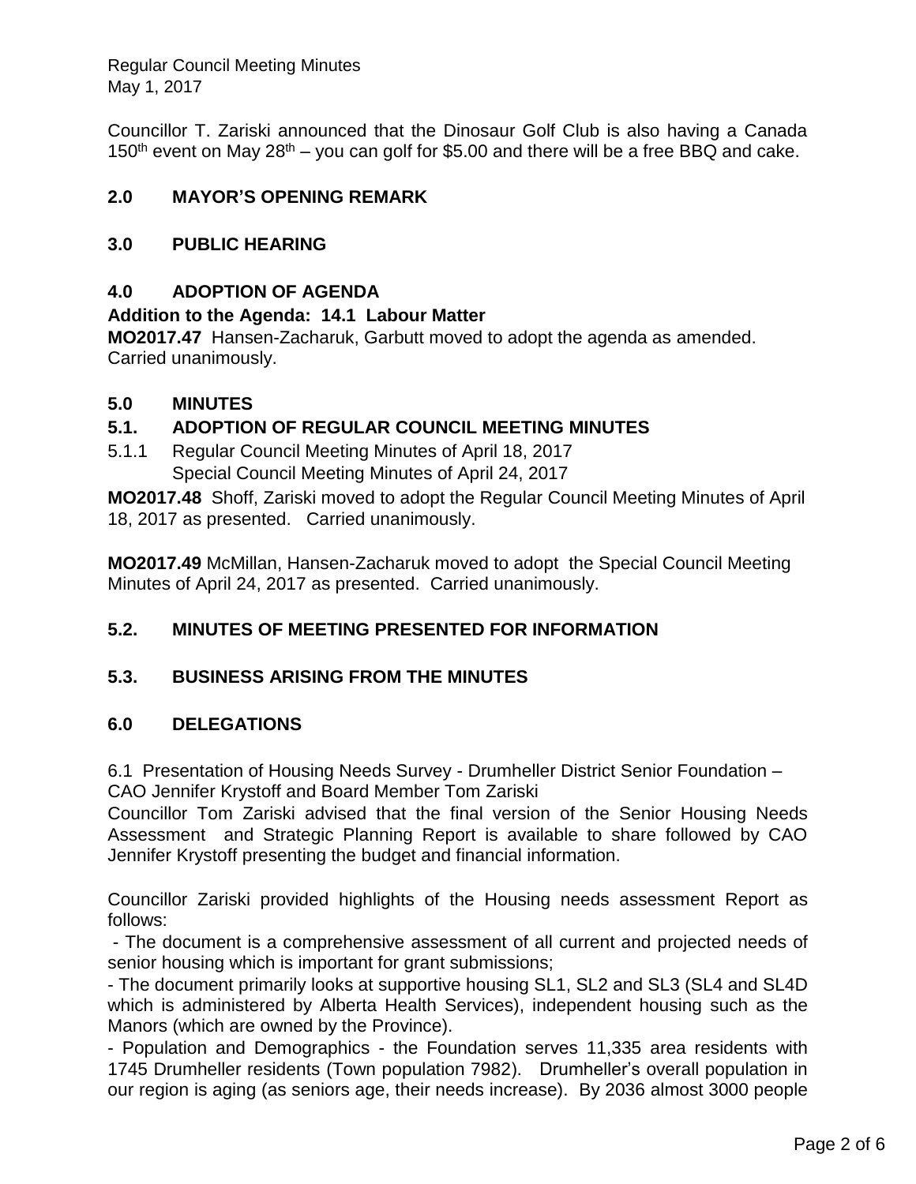Councillor T. Zariski announced that the Dinosaur Golf Club is also having a Canada 150th event on May 28th – you can golf for $5.00 and there will be a free BBQ and cake.

## 2.0 MAYOR'S OPENING REMARK

## 3.0 PUBLIC HEARING

## 4.0 ADOPTION OF AGENDA

**Addition to the Agenda: 14.1 Labour Matter**

**MO2017.47** Hansen-Zacharuk, Garbutt moved to adopt the agenda as amended. Carried unanimously.

## 5.0 MINUTES

### 5.1. ADOPTION OF REGULAR COUNCIL MEETING MINUTES

5.1.1 Regular Council Meeting Minutes of April 18, 2017
Special Council Meeting Minutes of April 24, 2017

**MO2017.48** Shoff, Zariski moved to adopt the Regular Council Meeting Minutes of April 18, 2017 as presented. Carried unanimously.

**MO2017.49** McMillan, Hansen-Zacharuk moved to adopt the Special Council Meeting Minutes of April 24, 2017 as presented. Carried unanimously.

### 5.2. MINUTES OF MEETING PRESENTED FOR INFORMATION

### 5.3. BUSINESS ARISING FROM THE MINUTES

## 6.0 DELEGATIONS

6.1 Presentation of Housing Needs Survey - Drumheller District Senior Foundation – CAO Jennifer Krystoff and Board Member Tom Zariski

Councillor Tom Zariski advised that the final version of the Senior Housing Needs Assessment and Strategic Planning Report is available to share followed by CAO Jennifer Krystoff presenting the budget and financial information.

Councillor Zariski provided highlights of the Housing needs assessment Report as follows:

- The document is a comprehensive assessment of all current and projected needs of senior housing which is important for grant submissions;
- The document primarily looks at supportive housing SL1, SL2 and SL3 (SL4 and SL4D which is administered by Alberta Health Services), independent housing such as the Manors (which are owned by the Province).
- Population and Demographics - the Foundation serves 11,335 area residents with 1745 Drumheller residents (Town population 7982). Drumheller's overall population in our region is aging (as seniors age, their needs increase). By 2036 almost 3000 people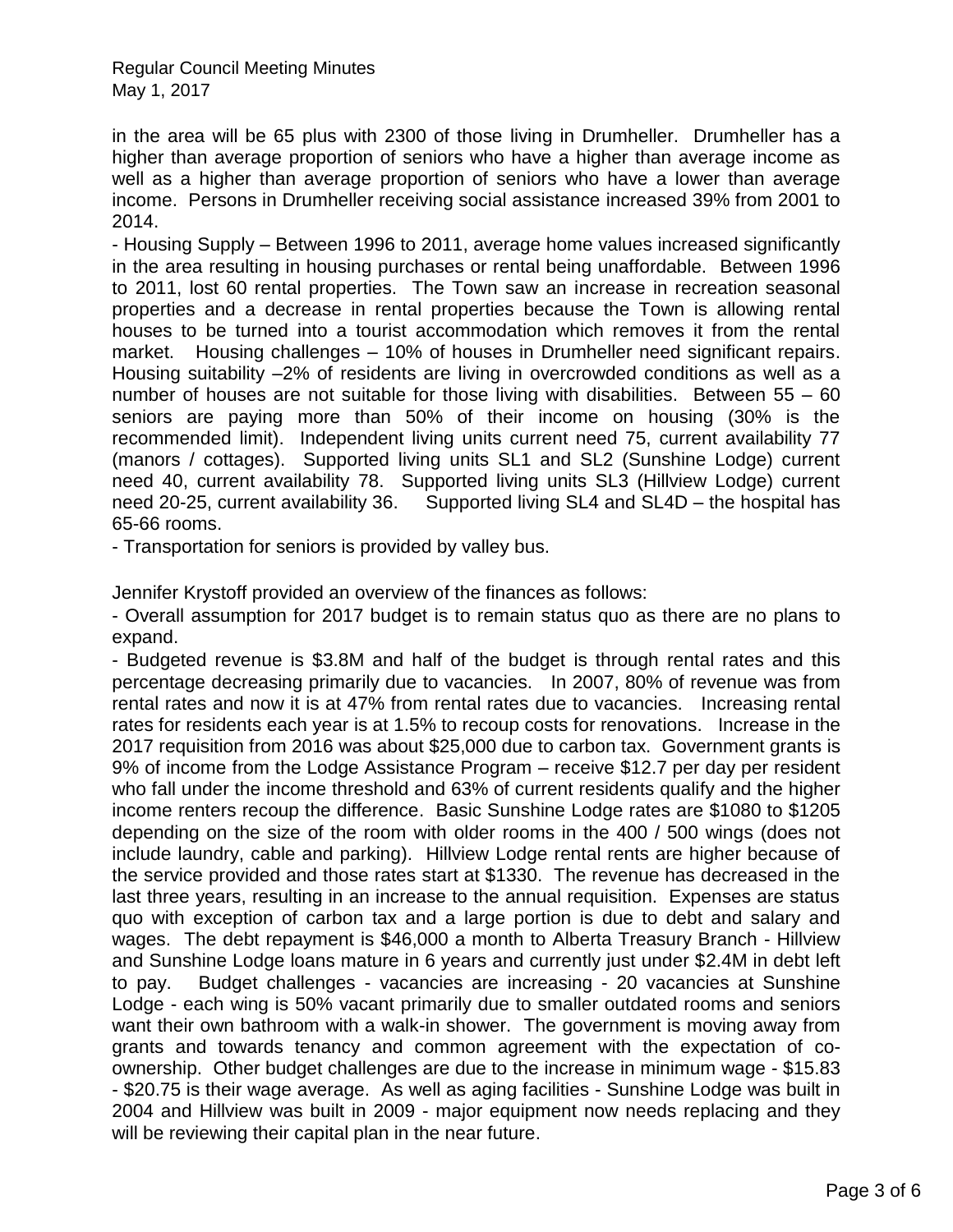in the area will be 65 plus with 2300 of those living in Drumheller. Drumheller has a higher than average proportion of seniors who have a higher than average income as well as a higher than average proportion of seniors who have a lower than average income. Persons in Drumheller receiving social assistance increased 39% from 2001 to 2014.

- Housing Supply – Between 1996 to 2011, average home values increased significantly in the area resulting in housing purchases or rental being unaffordable. Between 1996 to 2011, lost 60 rental properties. The Town saw an increase in recreation seasonal properties and a decrease in rental properties because the Town is allowing rental houses to be turned into a tourist accommodation which removes it from the rental market. Housing challenges – 10% of houses in Drumheller need significant repairs. Housing suitability –2% of residents are living in overcrowded conditions as well as a number of houses are not suitable for those living with disabilities. Between 55 – 60 seniors are paying more than 50% of their income on housing (30% is the recommended limit). Independent living units current need 75, current availability 77 (manors / cottages). Supported living units SL1 and SL2 (Sunshine Lodge) current need 40, current availability 78. Supported living units SL3 (Hillview Lodge) current need 20-25, current availability 36. Supported living SL4 and SL4D – the hospital has 65-66 rooms.
- Transportation for seniors is provided by valley bus.

Jennifer Krystoff provided an overview of the finances as follows:

- Overall assumption for 2017 budget is to remain status quo as there are no plans to expand.
- Budgeted revenue is $3.8M and half of the budget is through rental rates and this percentage decreasing primarily due to vacancies. In 2007, 80% of revenue was from rental rates and now it is at 47% from rental rates due to vacancies. Increasing rental rates for residents each year is at 1.5% to recoup costs for renovations. Increase in the 2017 requisition from 2016 was about $25,000 due to carbon tax. Government grants is 9% of income from the Lodge Assistance Program – receive $12.7 per day per resident who fall under the income threshold and 63% of current residents qualify and the higher income renters recoup the difference. Basic Sunshine Lodge rates are $1080 to $1205 depending on the size of the room with older rooms in the 400 / 500 wings (does not include laundry, cable and parking). Hillview Lodge rental rents are higher because of the service provided and those rates start at $1330. The revenue has decreased in the last three years, resulting in an increase to the annual requisition. Expenses are status quo with exception of carbon tax and a large portion is due to debt and salary and wages. The debt repayment is $46,000 a month to Alberta Treasury Branch - Hillview and Sunshine Lodge loans mature in 6 years and currently just under $2.4M in debt left to pay. Budget challenges - vacancies are increasing - 20 vacancies at Sunshine Lodge - each wing is 50% vacant primarily due to smaller outdated rooms and seniors want their own bathroom with a walk-in shower. The government is moving away from grants and towards tenancy and common agreement with the expectation of co-ownership. Other budget challenges are due to the increase in minimum wage - $15.83 - $20.75 is their wage average. As well as aging facilities - Sunshine Lodge was built in 2004 and Hillview was built in 2009 - major equipment now needs replacing and they will be reviewing their capital plan in the near future.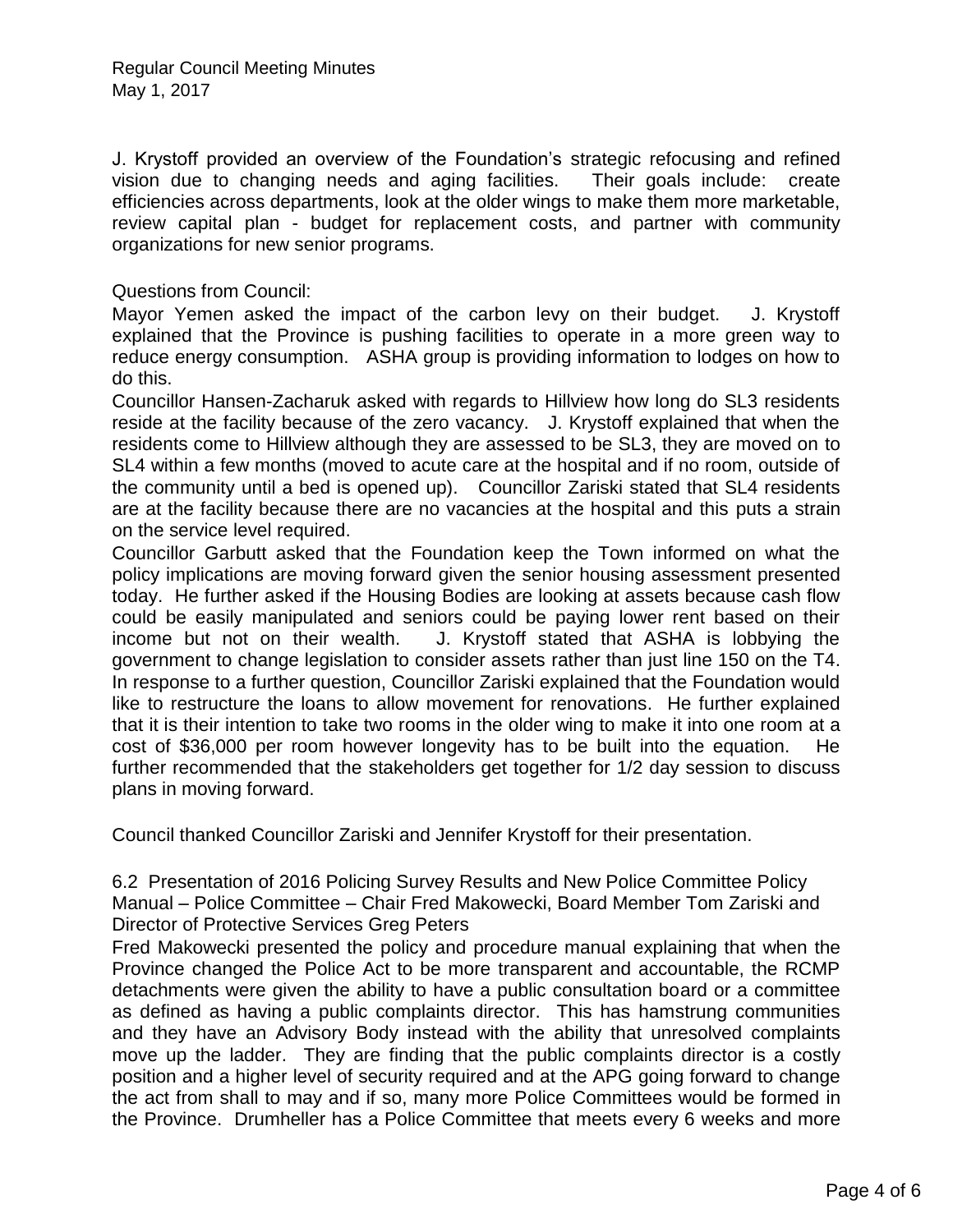J. Krystoff provided an overview of the Foundation's strategic refocusing and refined vision due to changing needs and aging facilities. Their goals include: create efficiencies across departments, look at the older wings to make them more marketable, review capital plan - budget for replacement costs, and partner with community organizations for new senior programs.

Questions from Council:
Mayor Yemen asked the impact of the carbon levy on their budget. J. Krystoff explained that the Province is pushing facilities to operate in a more green way to reduce energy consumption. ASHA group is providing information to lodges on how to do this.
Councillor Hansen-Zacharuk asked with regards to Hillview how long do SL3 residents reside at the facility because of the zero vacancy. J. Krystoff explained that when the residents come to Hillview although they are assessed to be SL3, they are moved on to SL4 within a few months (moved to acute care at the hospital and if no room, outside of the community until a bed is opened up). Councillor Zariski stated that SL4 residents are at the facility because there are no vacancies at the hospital and this puts a strain on the service level required.
Councillor Garbutt asked that the Foundation keep the Town informed on what the policy implications are moving forward given the senior housing assessment presented today. He further asked if the Housing Bodies are looking at assets because cash flow could be easily manipulated and seniors could be paying lower rent based on their income but not on their wealth. J. Krystoff stated that ASHA is lobbying the government to change legislation to consider assets rather than just line 150 on the T4. In response to a further question, Councillor Zariski explained that the Foundation would like to restructure the loans to allow movement for renovations. He further explained that it is their intention to take two rooms in the older wing to make it into one room at a cost of $36,000 per room however longevity has to be built into the equation. He further recommended that the stakeholders get together for 1/2 day session to discuss plans in moving forward.

Council thanked Councillor Zariski and Jennifer Krystoff for their presentation.

6.2 Presentation of 2016 Policing Survey Results and New Police Committee Policy Manual – Police Committee – Chair Fred Makowecki, Board Member Tom Zariski and Director of Protective Services Greg Peters

Fred Makowecki presented the policy and procedure manual explaining that when the Province changed the Police Act to be more transparent and accountable, the RCMP detachments were given the ability to have a public consultation board or a committee as defined as having a public complaints director. This has hamstrung communities and they have an Advisory Body instead with the ability that unresolved complaints move up the ladder. They are finding that the public complaints director is a costly position and a higher level of security required and at the APG going forward to change the act from shall to may and if so, many more Police Committees would be formed in the Province. Drumheller has a Police Committee that meets every 6 weeks and more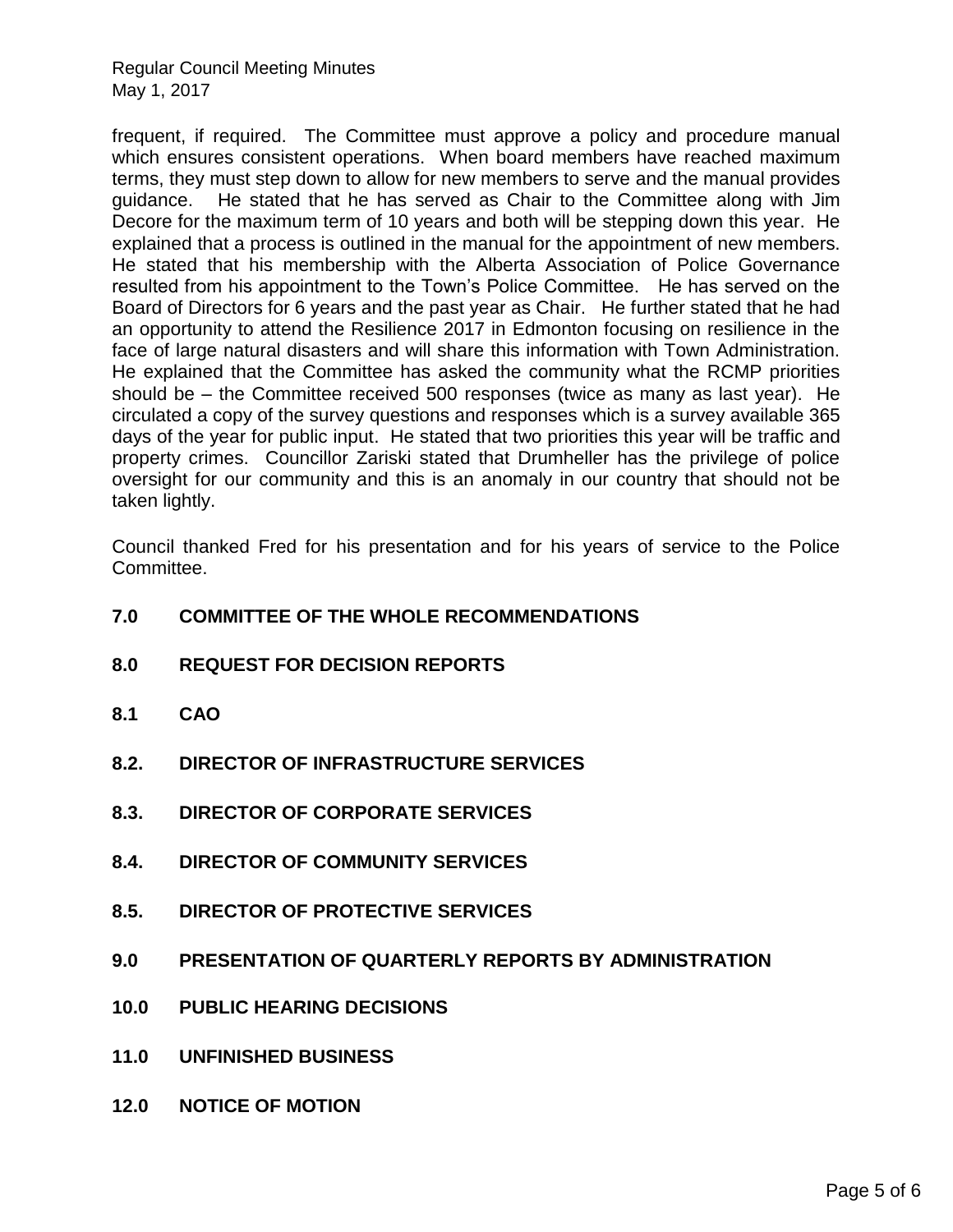frequent, if required. The Committee must approve a policy and procedure manual which ensures consistent operations. When board members have reached maximum terms, they must step down to allow for new members to serve and the manual provides guidance. He stated that he has served as Chair to the Committee along with Jim Decore for the maximum term of 10 years and both will be stepping down this year. He explained that a process is outlined in the manual for the appointment of new members. He stated that his membership with the Alberta Association of Police Governance resulted from his appointment to the Town's Police Committee. He has served on the Board of Directors for 6 years and the past year as Chair. He further stated that he had an opportunity to attend the Resilience 2017 in Edmonton focusing on resilience in the face of large natural disasters and will share this information with Town Administration. He explained that the Committee has asked the community what the RCMP priorities should be – the Committee received 500 responses (twice as many as last year). He circulated a copy of the survey questions and responses which is a survey available 365 days of the year for public input. He stated that two priorities this year will be traffic and property crimes. Councillor Zariski stated that Drumheller has the privilege of police oversight for our community and this is an anomaly in our country that should not be taken lightly.

Council thanked Fred for his presentation and for his years of service to the Police Committee.

## 7.0 COMMITTEE OF THE WHOLE RECOMMENDATIONS

## 8.0 REQUEST FOR DECISION REPORTS

### 8.1 CAO

### 8.2. DIRECTOR OF INFRASTRUCTURE SERVICES

### 8.3. DIRECTOR OF CORPORATE SERVICES

### 8.4. DIRECTOR OF COMMUNITY SERVICES

### 8.5. DIRECTOR OF PROTECTIVE SERVICES

## 9.0 PRESENTATION OF QUARTERLY REPORTS BY ADMINISTRATION

## 10.0 PUBLIC HEARING DECISIONS

## 11.0 UNFINISHED BUSINESS

## 12.0 NOTICE OF MOTION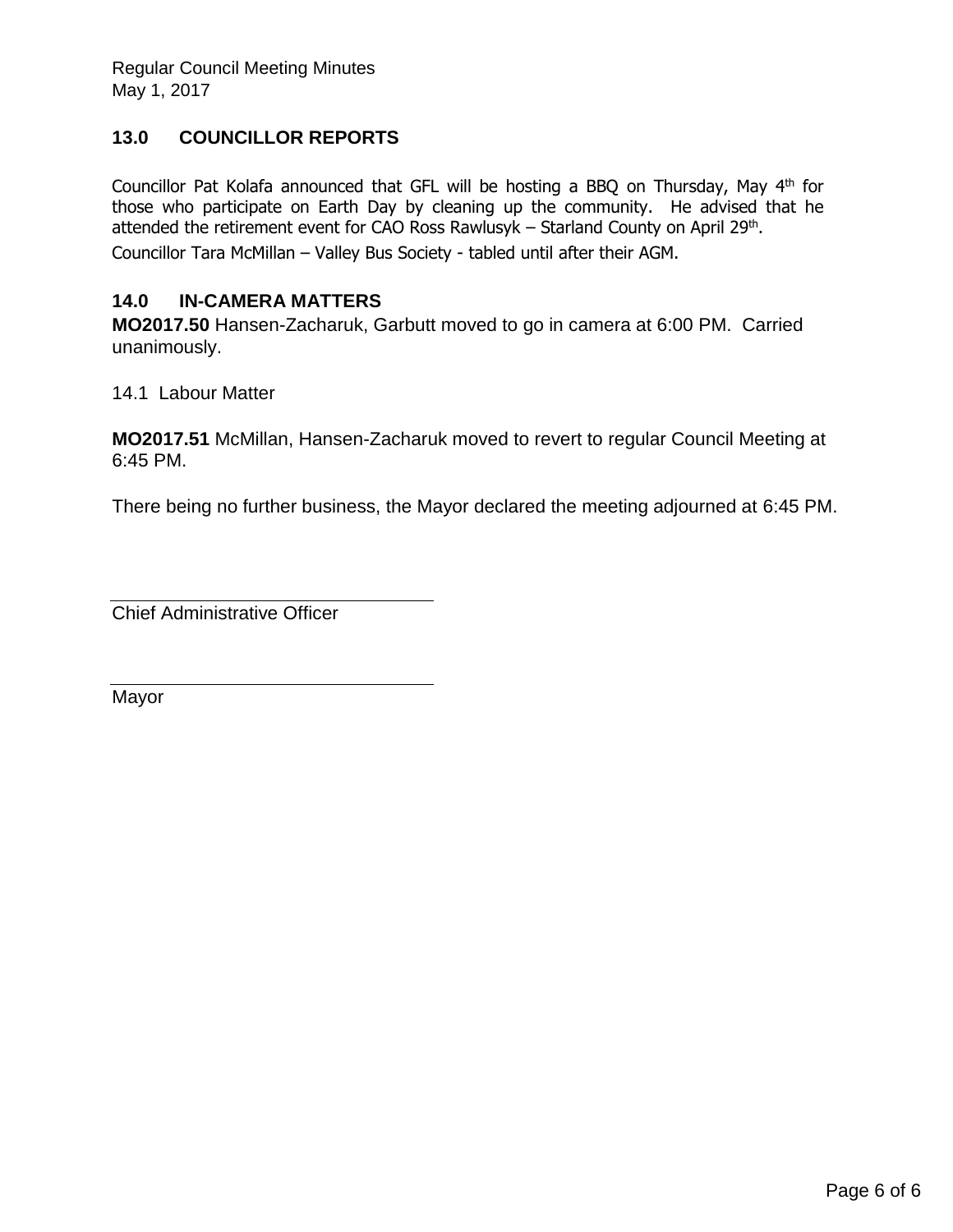## 13.0 COUNCILLOR REPORTS

Councillor Pat Kolafa announced that GFL will be hosting a BBQ on Thursday, May 4th for those who participate on Earth Day by cleaning up the community. He advised that he attended the retirement event for CAO Ross Rawlusyk – Starland County on April 29th.

Councillor Tara McMillan – Valley Bus Society - tabled until after their AGM.

## 14.0 IN-CAMERA MATTERS

**MO2017.50** Hansen-Zacharuk, Garbutt moved to go in camera at 6:00 PM. Carried unanimously.

14.1 Labour Matter

**MO2017.51** McMillan, Hansen-Zacharuk moved to revert to regular Council Meeting at 6:45 PM.

There being no further business, the Mayor declared the meeting adjourned at 6:45 PM.

\_\_\_\_\_\_\_\_\_\_\_\_\_\_\_\_\_\_\_\_\_\_\_\_\_\_\_\_\_\_
Chief Administrative Officer

\_\_\_\_\_\_\_\_\_\_\_\_\_\_\_\_\_\_\_\_\_\_\_\_\_\_\_\_\_\_
Mayor